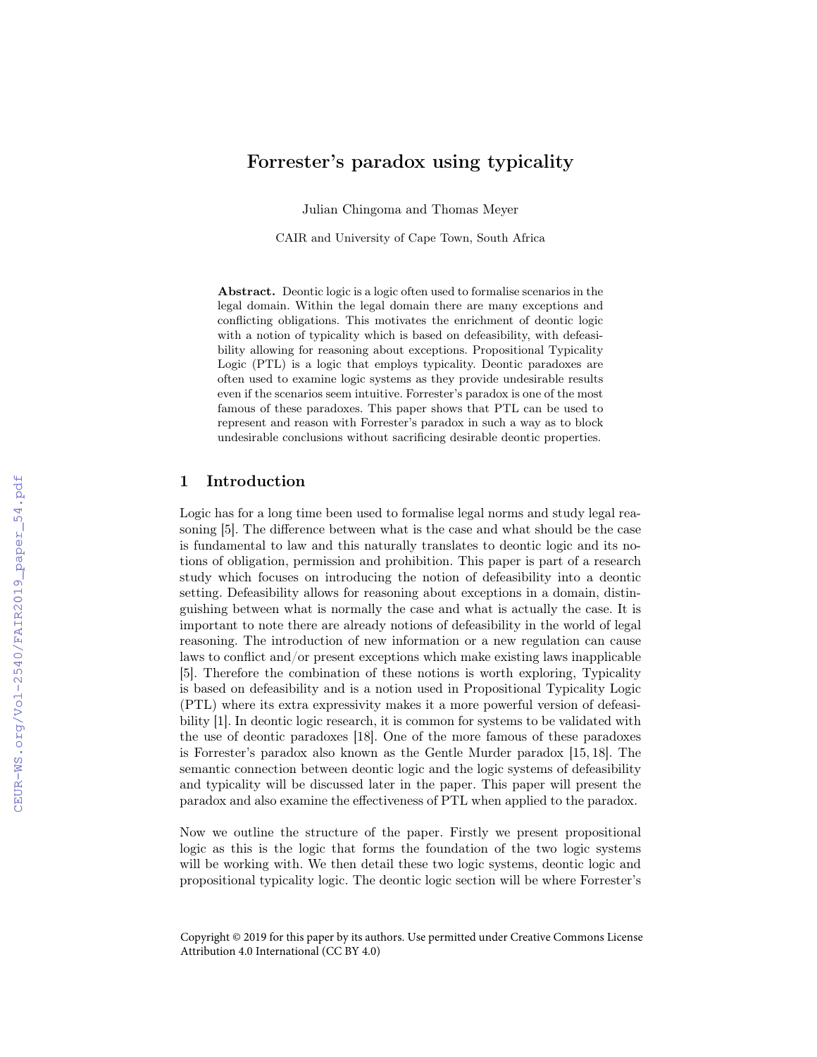# Forrester's paradox using typicality

Julian Chingoma and Thomas Meyer

CAIR and University of Cape Town, South Africa

**Abstract.** Deontic logic is a logic often used to formalise scenarios in the legal domain. Within the legal domain there are many exceptions and conflicting obligations. This motivates the enrichment of deontic logic with a notion of typicality which is based on defeasibility, with defeasibility allowing for reasoning about exceptions. Propositional Typicality Logic (PTL) is a logic that employs typicality. Deontic paradoxes are often used to examine logic systems as they provide undesirable results even if the scenarios seem intuitive. Forrester's paradox is one of the most famous of these paradoxes. This paper shows that PTL can be used to represent and reason with Forrester's paradox in such a way as to block undesirable conclusions without sacrificing desirable deontic properties.

## 1 Introduction

Logic has for a long time been used to formalise legal norms and study legal reasoning [5]. The difference between what is the case and what should be the case is fundamental to law and this naturally translates to deontic logic and its notions of obligation, permission and prohibition. This paper is part of a research study which focuses on introducing the notion of defeasibility into a deontic setting. Defeasibility allows for reasoning about exceptions in a domain, distinguishing between what is normally the case and what is actually the case. It is important to note there are already notions of defeasibility in the world of legal reasoning. The introduction of new information or a new regulation can cause laws to conflict and/or present exceptions which make existing laws inapplicable [5]. Therefore the combination of these notions is worth exploring, Typicality is based on defeasibility and is a notion used in Propositional Typicality Logic (PTL) where its extra expressivity makes it a more powerful version of defeasibility [1]. In deontic logic research, it is common for systems to be validated with the use of deontic paradoxes [18]. One of the more famous of these paradoxes is Forrester's paradox also known as the Gentle Murder paradox [15, 18]. The semantic connection between deontic logic and the logic systems of defeasibility and typicality will be discussed later in the paper. This paper will present the paradox and also examine the effectiveness of PTL when applied to the paradox.

Now we outline the structure of the paper. Firstly we present propositional logic as this is the logic that forms the foundation of the two logic systems will be working with. We then detail these two logic systems, deontic logic and propositional typicality logic. The deontic logic section will be where Forrester's

Copyright © 2019 for this paper by its authors. Use permitted under Creative Commons License Attribution 4.0 International (CC BY 4.0)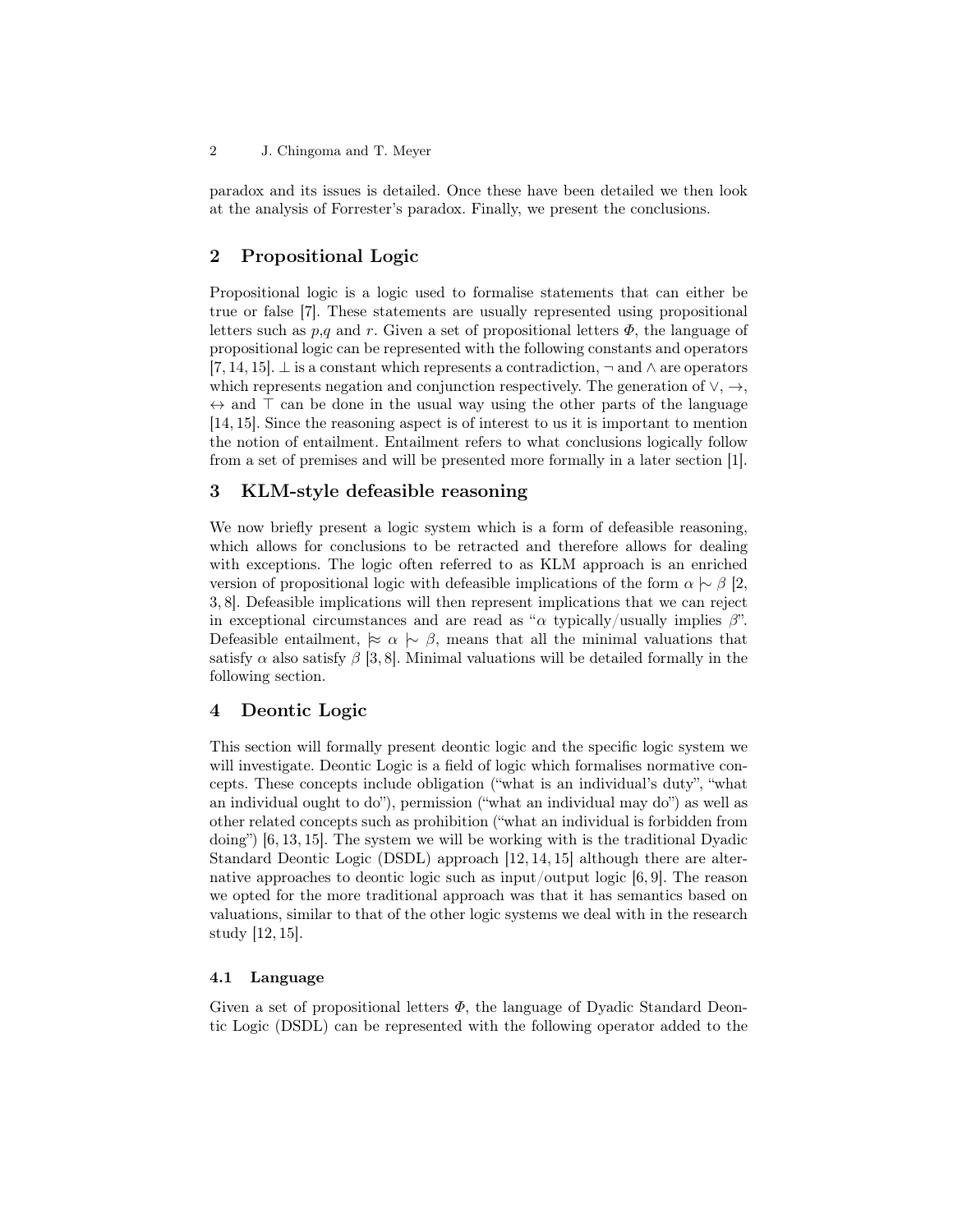paradox and its issues is detailed. Once these have been detailed we then look at the analysis of Forrester's paradox. Finally, we present the conclusions.

## 2 Propositional Logic

Propositional logic is a logic used to formalise statements that can either be true or false [7]. These statements are usually represented using propositional letters such as $p$,$q$ and $r$. Given a set of propositional letters $\Phi$, the language of propositional logic can be represented with the following constants and operators [7, 14, 15]. $\bot$ is a constant which represents a contradiction, $\neg$ and $\wedge$ are operators which represents negation and conjunction respectively. The generation of $\vee$, $\rightarrow$, $\leftrightarrow$ and $\top$ can be done in the usual way using the other parts of the language [14, 15]. Since the reasoning aspect is of interest to us it is important to mention the notion of entailment. Entailment refers to what conclusions logically follow from a set of premises and will be presented more formally in a later section [1].

## 3 KLM-style defeasible reasoning

We now briefly present a logic system which is a form of defeasible reasoning, which allows for conclusions to be retracted and therefore allows for dealing with exceptions. The logic often referred to as KLM approach is an enriched version of propositional logic with defeasible implications of the form $\alpha \mid\!\sim \beta$ [2, 3, 8]. Defeasible implications will then represent implications that we can reject in exceptional circumstances and are read as "$\alpha$ typically/usually implies $\beta$". Defeasible entailment, $\approx \alpha \mid\!\sim \beta$, means that all the minimal valuations that satisfy $\alpha$ also satisfy $\beta$ [3, 8]. Minimal valuations will be detailed formally in the following section.

## 4 Deontic Logic

This section will formally present deontic logic and the specific logic system we will investigate. Deontic Logic is a field of logic which formalises normative concepts. These concepts include obligation ("what is an individual's duty", "what an individual ought to do"), permission ("what an individual may do") as well as other related concepts such as prohibition ("what an individual is forbidden from doing") [6, 13, 15]. The system we will be working with is the traditional Dyadic Standard Deontic Logic (DSDL) approach [12, 14, 15] although there are alternative approaches to deontic logic such as input/output logic [6, 9]. The reason we opted for the more traditional approach was that it has semantics based on valuations, similar to that of the other logic systems we deal with in the research study [12, 15].

### 4.1 Language

Given a set of propositional letters $\Phi$, the language of Dyadic Standard Deontic Logic (DSDL) can be represented with the following operator added to the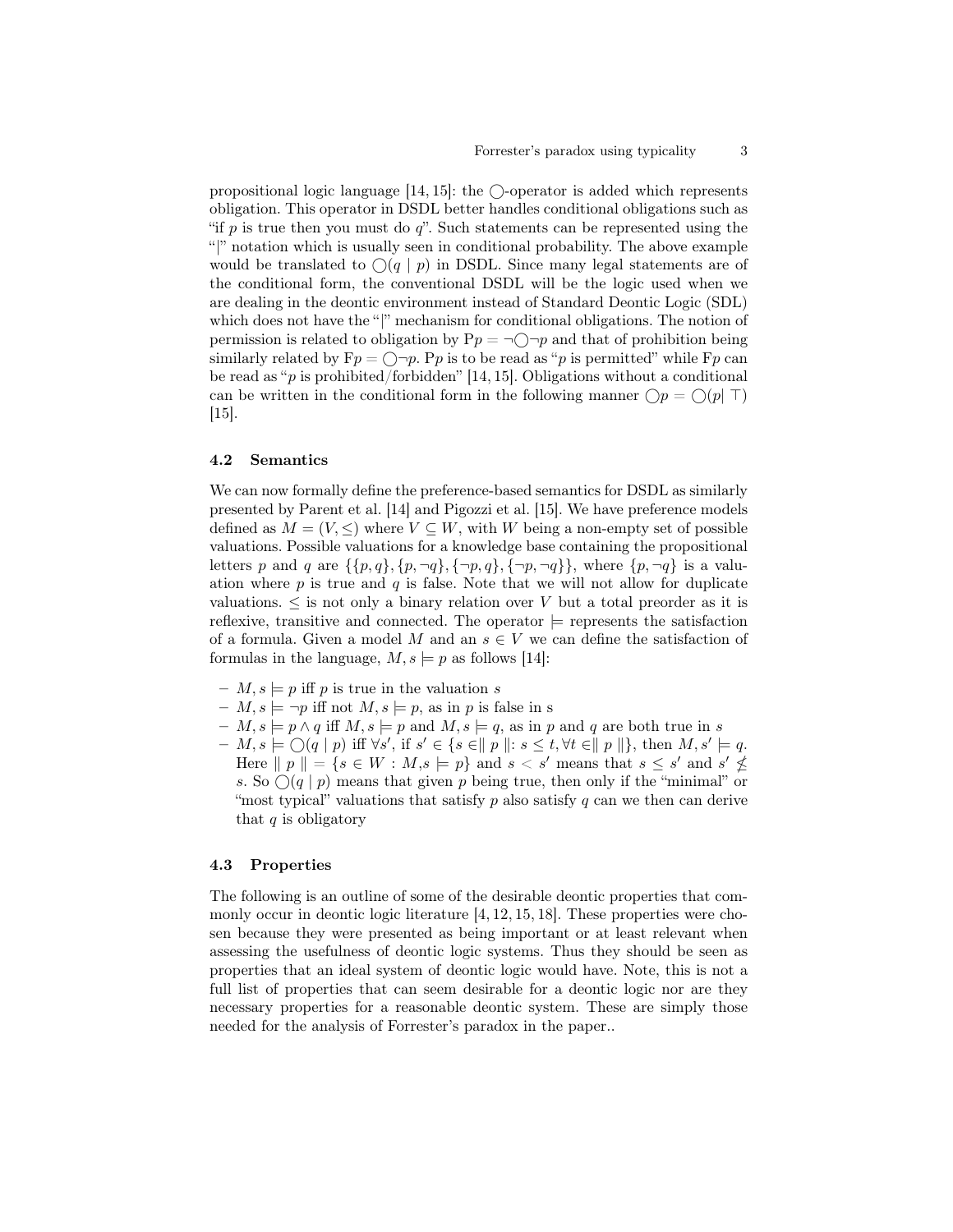propositional logic language [14, 15]: the $\bigcirc$-operator is added which represents obligation. This operator in DSDL better handles conditional obligations such as "if $p$ is true then you must do $q$". Such statements can be represented using the "|" notation which is usually seen in conditional probability. The above example would be translated to $\bigcirc(q \mid p)$ in DSDL. Since many legal statements are of the conditional form, the conventional DSDL will be the logic used when we are dealing in the deontic environment instead of Standard Deontic Logic (SDL) which does not have the "|" mechanism for conditional obligations. The notion of permission is related to obligation by $\mathrm{P}p = \neg\bigcirc\neg p$ and that of prohibition being similarly related by $\mathrm{F}p = \bigcirc\neg p$. $\mathrm{P}p$ is to be read as "$p$ is permitted" while $\mathrm{F}p$ can be read as "$p$ is prohibited/forbidden" [14, 15]. Obligations without a conditional can be written in the conditional form in the following manner $\bigcirc p = \bigcirc(p | \top)$ [15].

### 4.2 Semantics

We can now formally define the preference-based semantics for DSDL as similarly presented by Parent et al. [14] and Pigozzi et al. [15]. We have preference models defined as $M = (V, \leq)$ where $V \subseteq W$, with $W$ being a non-empty set of possible valuations. Possible valuations for a knowledge base containing the propositional letters $p$ and $q$ are $\{\{p, q\}, \{p, \neg q\}, \{\neg p, q\}, \{\neg p, \neg q\}\}$, where $\{p, \neg q\}$ is a valuation where $p$ is true and $q$ is false. Note that we will not allow for duplicate valuations. $\leq$ is not only a binary relation over $V$ but a total preorder as it is reflexive, transitive and connected. The operator $\models$ represents the satisfaction of a formula. Given a model $M$ and an $s \in V$ we can define the satisfaction of formulas in the language, $M, s \models p$ as follows [14]:

- $M, s \models p$ iff $p$ is true in the valuation $s$
- $M, s \models \neg p$ iff not $M, s \models p$, as in $p$ is false in s
- $M, s \models p \wedge q$ iff $M, s \models p$ and $M, s \models q$, as in $p$ and $q$ are both true in $s$
- $M, s \models \bigcirc(q \mid p)$ iff $\forall s'$, if $s' \in \{s \in \parallel p \parallel : s \leq t, \forall t \in \parallel p \parallel\}$, then $M, s' \models q$. Here $\parallel p \parallel = \{s \in W : M, s \models p\}$ and $s < s'$ means that $s \leq s'$ and $s' \not\leq s$. So $\bigcirc(q \mid p)$ means that given $p$ being true, then only if the "minimal" or "most typical" valuations that satisfy $p$ also satisfy $q$ can we then can derive that $q$ is obligatory

### 4.3 Properties

The following is an outline of some of the desirable deontic properties that commonly occur in deontic logic literature [4, 12, 15, 18]. These properties were chosen because they were presented as being important or at least relevant when assessing the usefulness of deontic logic systems. Thus they should be seen as properties that an ideal system of deontic logic would have. Note, this is not a full list of properties that can seem desirable for a deontic logic nor are they necessary properties for a reasonable deontic system. These are simply those needed for the analysis of Forrester's paradox in the paper..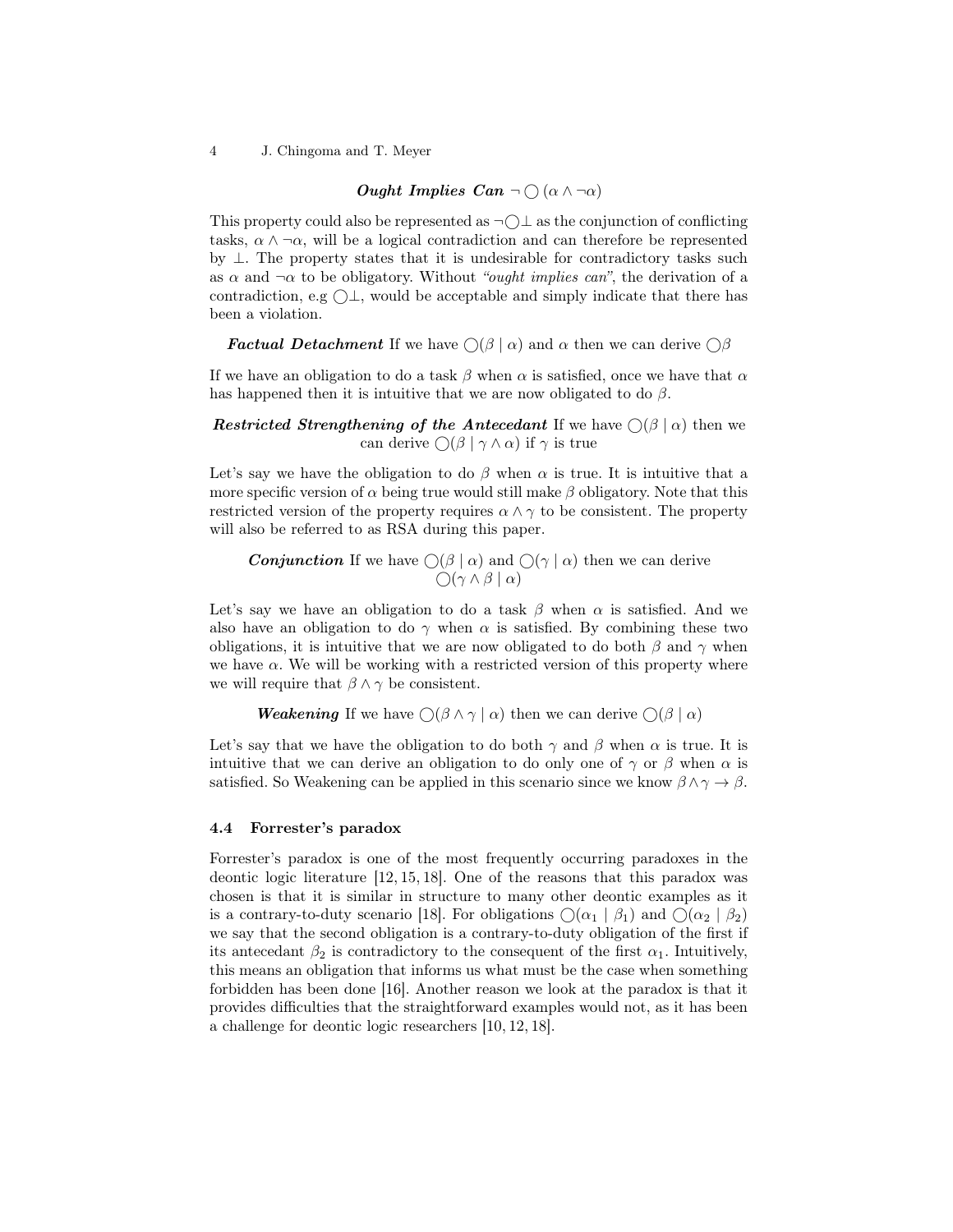***Ought Implies Can*** $\neg \bigcirc (\alpha \wedge \neg\alpha)$

This property could also be represented as $\neg\bigcirc\bot$ as the conjunction of conflicting tasks, $\alpha \wedge \neg\alpha$, will be a logical contradiction and can therefore be represented by $\bot$. The property states that it is undesirable for contradictory tasks such as $\alpha$ and $\neg\alpha$ to be obligatory. Without *"ought implies can"*, the derivation of a contradiction, e.g $\bigcirc\bot$, would be acceptable and simply indicate that there has been a violation.

***Factual Detachment*** If we have $\bigcirc(\beta \mid \alpha)$ and $\alpha$ then we can derive $\bigcirc\beta$

If we have an obligation to do a task $\beta$ when $\alpha$ is satisfied, once we have that $\alpha$ has happened then it is intuitive that we are now obligated to do $\beta$.

***Restricted Strengthening of the Antecedant*** If we have $\bigcirc(\beta \mid \alpha)$ then we can derive $\bigcirc(\beta \mid \gamma \wedge \alpha)$ if $\gamma$ is true

Let's say we have the obligation to do $\beta$ when $\alpha$ is true. It is intuitive that a more specific version of $\alpha$ being true would still make $\beta$ obligatory. Note that this restricted version of the property requires $\alpha \wedge \gamma$ to be consistent. The property will also be referred to as RSA during this paper.

***Conjunction*** If we have $\bigcirc(\beta \mid \alpha)$ and $\bigcirc(\gamma \mid \alpha)$ then we can derive $\bigcirc(\gamma \wedge \beta \mid \alpha)$

Let's say we have an obligation to do a task $\beta$ when $\alpha$ is satisfied. And we also have an obligation to do $\gamma$ when $\alpha$ is satisfied. By combining these two obligations, it is intuitive that we are now obligated to do both $\beta$ and $\gamma$ when we have $\alpha$. We will be working with a restricted version of this property where we will require that $\beta \wedge \gamma$ be consistent.

***Weakening*** If we have $\bigcirc(\beta \wedge \gamma \mid \alpha)$ then we can derive $\bigcirc(\beta \mid \alpha)$

Let's say that we have the obligation to do both $\gamma$ and $\beta$ when $\alpha$ is true. It is intuitive that we can derive an obligation to do only one of $\gamma$ or $\beta$ when $\alpha$ is satisfied. So Weakening can be applied in this scenario since we know $\beta \wedge \gamma \to \beta$.

### 4.4 Forrester's paradox

Forrester's paradox is one of the most frequently occurring paradoxes in the deontic logic literature [12, 15, 18]. One of the reasons that this paradox was chosen is that it is similar in structure to many other deontic examples as it is a contrary-to-duty scenario [18]. For obligations $\bigcirc(\alpha_1 \mid \beta_1)$ and $\bigcirc(\alpha_2 \mid \beta_2)$ we say that the second obligation is a contrary-to-duty obligation of the first if its antecedant $\beta_2$ is contradictory to the consequent of the first $\alpha_1$. Intuitively, this means an obligation that informs us what must be the case when something forbidden has been done [16]. Another reason we look at the paradox is that it provides difficulties that the straightforward examples would not, as it has been a challenge for deontic logic researchers [10, 12, 18].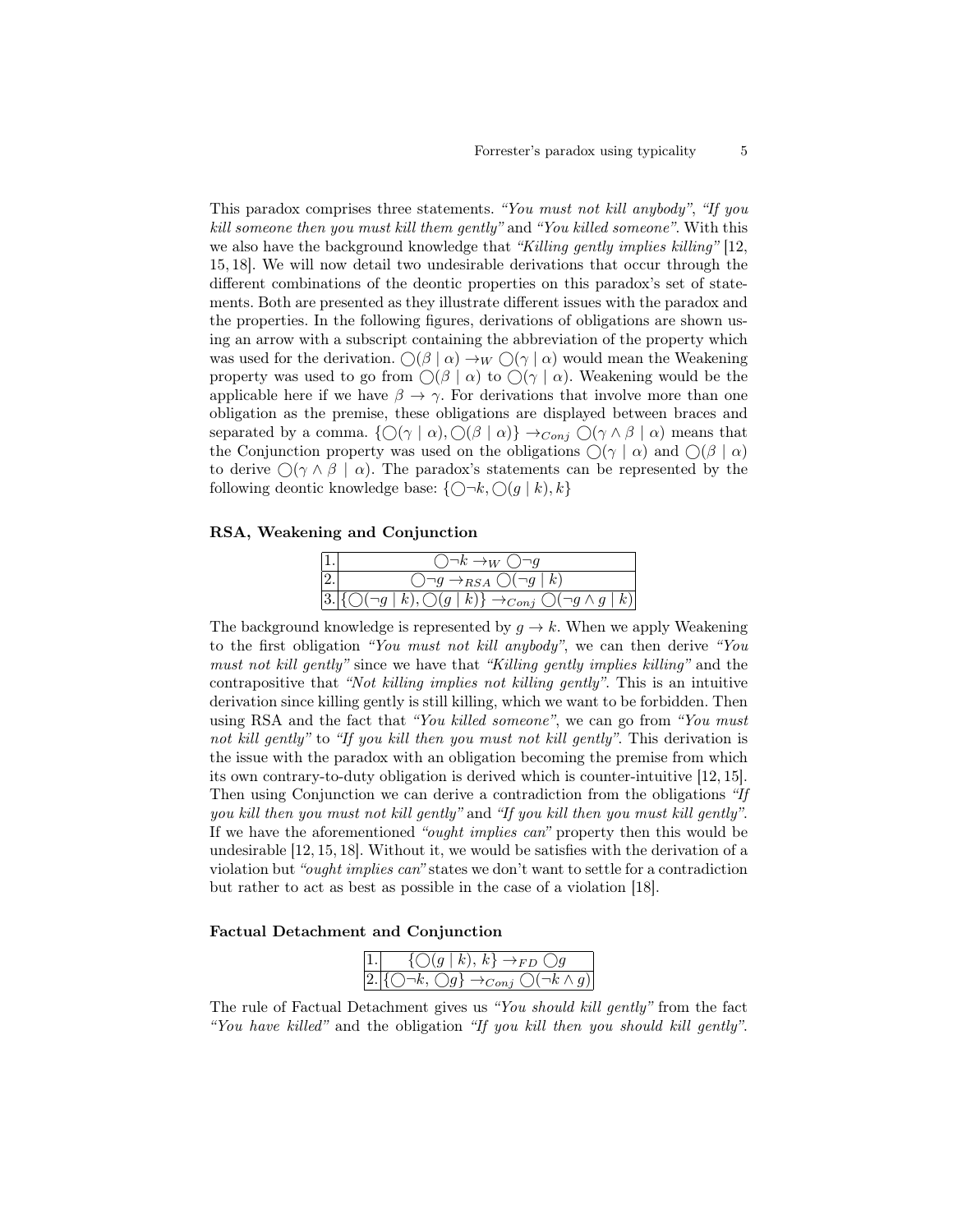This paradox comprises three statements. *"You must not kill anybody"*, *"If you kill someone then you must kill them gently"* and *"You killed someone"*. With this we also have the background knowledge that *"Killing gently implies killing"* [12, 15, 18]. We will now detail two undesirable derivations that occur through the different combinations of the deontic properties on this paradox's set of statements. Both are presented as they illustrate different issues with the paradox and the properties. In the following figures, derivations of obligations are shown using an arrow with a subscript containing the abbreviation of the property which was used for the derivation. $\bigcirc(\beta \mid \alpha) \rightarrow_W \bigcirc(\gamma \mid \alpha)$ would mean the Weakening property was used to go from $\bigcirc(\beta \mid \alpha)$ to $\bigcirc(\gamma \mid \alpha)$. Weakening would be the applicable here if we have $\beta \rightarrow \gamma$. For derivations that involve more than one obligation as the premise, these obligations are displayed between braces and separated by a comma. $\{\bigcirc(\gamma \mid \alpha), \bigcirc(\beta \mid \alpha)\} \rightarrow_{Conj} \bigcirc(\gamma \wedge \beta \mid \alpha)$ means that the Conjunction property was used on the obligations $\bigcirc(\gamma \mid \alpha)$ and $\bigcirc(\beta \mid \alpha)$ to derive $\bigcirc(\gamma \wedge \beta \mid \alpha)$. The paradox's statements can be represented by the following deontic knowledge base: $\{\bigcirc\neg k, \bigcirc(g \mid k), k\}$

**RSA, Weakening and Conjunction**

| | |
|---|---|
| 1. | $\bigcirc\neg k \rightarrow_W \bigcirc\neg g$ |
| 2. | $\bigcirc\neg g \rightarrow_{RSA} \bigcirc(\neg g \mid k)$ |
| 3. | $\{\bigcirc(\neg g \mid k), \bigcirc(g \mid k)\} \rightarrow_{Conj} \bigcirc(\neg g \wedge g \mid k)$ |

The background knowledge is represented by $g \rightarrow k$. When we apply Weakening to the first obligation *"You must not kill anybody"*, we can then derive *"You must not kill gently"* since we have that *"Killing gently implies killing"* and the contrapositive that *"Not killing implies not killing gently"*. This is an intuitive derivation since killing gently is still killing, which we want to be forbidden. Then using RSA and the fact that *"You killed someone"*, we can go from *"You must not kill gently"* to *"If you kill then you must not kill gently"*. This derivation is the issue with the paradox with an obligation becoming the premise from which its own contrary-to-duty obligation is derived which is counter-intuitive [12, 15]. Then using Conjunction we can derive a contradiction from the obligations *"If you kill then you must not kill gently"* and *"If you kill then you must kill gently"*. If we have the aforementioned *"ought implies can"* property then this would be undesirable [12, 15, 18]. Without it, we would be satisfies with the derivation of a violation but *"ought implies can"* states we don't want to settle for a contradiction but rather to act as best as possible in the case of a violation [18].

**Factual Detachment and Conjunction**

| | |
|---|---|
| 1. | $\{\bigcirc(g \mid k), k\} \rightarrow_{FD} \bigcirc g$ |
| 2. | $\{\bigcirc\neg k, \bigcirc g\} \rightarrow_{Conj} \bigcirc(\neg k \wedge g)$ |

The rule of Factual Detachment gives us *"You should kill gently"* from the fact *"You have killed"* and the obligation *"If you kill then you should kill gently"*.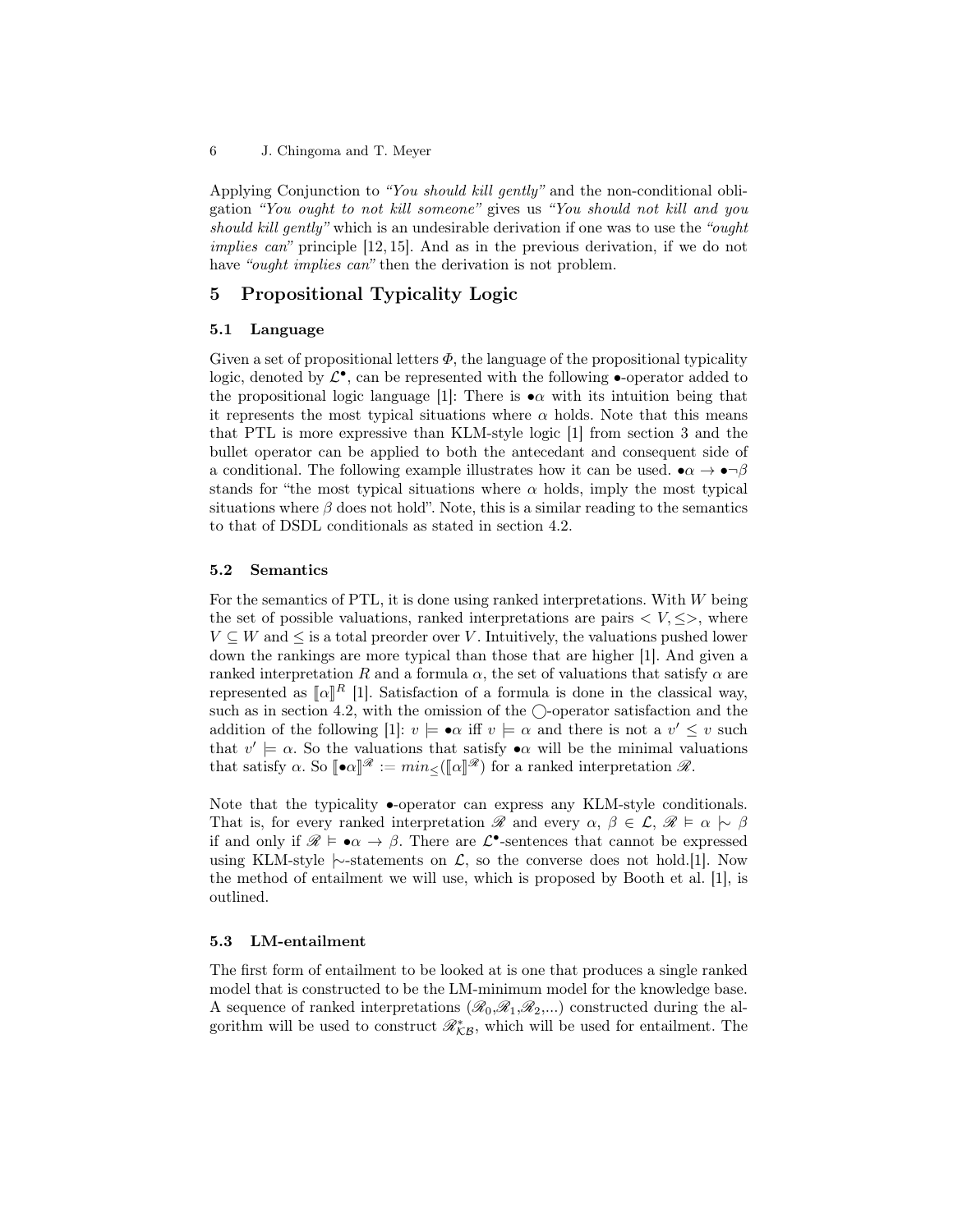Applying Conjunction to *"You should kill gently"* and the non-conditional obligation *"You ought to not kill someone"* gives us *"You should not kill and you should kill gently"* which is an undesirable derivation if one was to use the *"ought implies can"* principle [12, 15]. And as in the previous derivation, if we do not have *"ought implies can"* then the derivation is not problem.

## 5 Propositional Typicality Logic

### 5.1 Language

Given a set of propositional letters $\Phi$, the language of the propositional typicality logic, denoted by $\mathcal{L}^{\bullet}$, can be represented with the following $\bullet$-operator added to the propositional logic language [1]: There is $\bullet\alpha$ with its intuition being that it represents the most typical situations where $\alpha$ holds. Note that this means that PTL is more expressive than KLM-style logic [1] from section 3 and the bullet operator can be applied to both the antecedant and consequent side of a conditional. The following example illustrates how it can be used. $\bullet\alpha \rightarrow \bullet\neg\beta$ stands for "the most typical situations where $\alpha$ holds, imply the most typical situations where $\beta$ does not hold". Note, this is a similar reading to the semantics to that of DSDL conditionals as stated in section 4.2.

### 5.2 Semantics

For the semantics of PTL, it is done using ranked interpretations. With $W$ being the set of possible valuations, ranked interpretations are pairs $< V, \leq >$, where $V \subseteq W$ and $\leq$ is a total preorder over $V$. Intuitively, the valuations pushed lower down the rankings are more typical than those that are higher [1]. And given a ranked interpretation $R$ and a formula $\alpha$, the set of valuations that satisfy $\alpha$ are represented as $[\![\alpha]\!]^R$ [1]. Satisfaction of a formula is done in the classical way, such as in section 4.2, with the omission of the $\bigcirc$-operator satisfaction and the addition of the following [1]: $v \models \bullet\alpha$ iff $v \models \alpha$ and there is not a $v' \leq v$ such that $v' \models \alpha$. So the valuations that satisfy $\bullet\alpha$ will be the minimal valuations that satisfy $\alpha$. So $[\![\bullet\alpha]\!]^{\mathscr{R}} := min_{\leq}([\![\alpha]\!]^{\mathscr{R}})$ for a ranked interpretation $\mathscr{R}$.

Note that the typicality $\bullet$-operator can express any KLM-style conditionals. That is, for every ranked interpretation $\mathscr{R}$ and every $\alpha$, $\beta \in \mathcal{L}$, $\mathscr{R} \vDash \alpha \mid\!\sim \beta$ if and only if $\mathscr{R} \vDash \bullet\alpha \rightarrow \beta$. There are $\mathcal{L}^{\bullet}$-sentences that cannot be expressed using KLM-style $\mid\!\sim$-statements on $\mathcal{L}$, so the converse does not hold.[1]. Now the method of entailment we will use, which is proposed by Booth et al. [1], is outlined.

### 5.3 LM-entailment

The first form of entailment to be looked at is one that produces a single ranked model that is constructed to be the LM-minimum model for the knowledge base. A sequence of ranked interpretations ($\mathscr{R}_0$,$\mathscr{R}_1$,$\mathscr{R}_2$,...) constructed during the algorithm will be used to construct $\mathscr{R}^*_{\mathcal{KB}}$, which will be used for entailment. The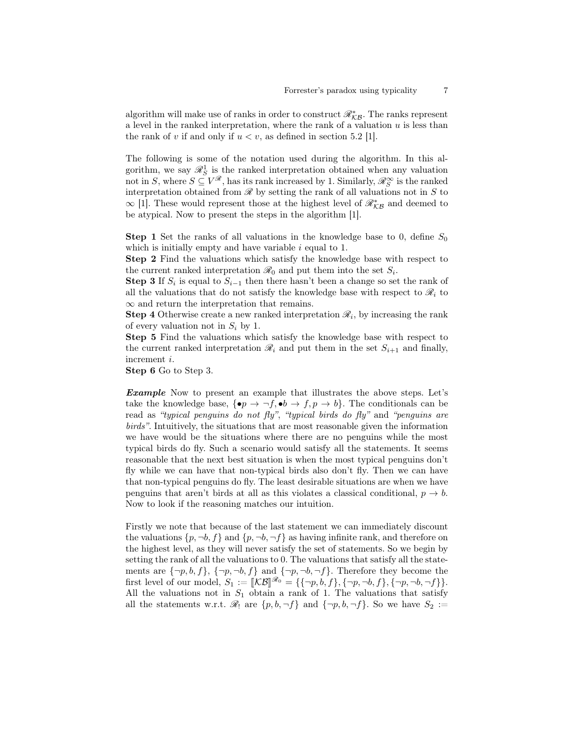algorithm will make use of ranks in order to construct $\mathscr{R}^*_{\mathcal{KB}}$. The ranks represent a level in the ranked interpretation, where the rank of a valuation $u$ is less than the rank of $v$ if and only if $u < v$, as defined in section 5.2 [1].

The following is some of the notation used during the algorithm. In this algorithm, we say $\mathscr{R}^1_S$ is the ranked interpretation obtained when any valuation not in $S$, where $S \subseteq V^{\mathscr{R}}$, has its rank increased by 1. Similarly, $\mathscr{R}^\infty_S$ is the ranked interpretation obtained from $\mathscr{R}$ by setting the rank of all valuations not in $S$ to $\infty$ [1]. These would represent those at the highest level of $\mathscr{R}^*_{\mathcal{KB}}$ and deemed to be atypical. Now to present the steps in the algorithm [1].

**Step 1** Set the ranks of all valuations in the knowledge base to 0, define $S_0$ which is initially empty and have variable $i$ equal to 1.
**Step 2** Find the valuations which satisfy the knowledge base with respect to the current ranked interpretation $\mathscr{R}_0$ and put them into the set $S_i$.
**Step 3** If $S_i$ is equal to $S_{i-1}$ then there hasn't been a change so set the rank of all the valuations that do not satisfy the knowledge base with respect to $\mathscr{R}_i$ to $\infty$ and return the interpretation that remains.
**Step 4** Otherwise create a new ranked interpretation $\mathscr{R}_i$, by increasing the rank of every valuation not in $S_i$ by 1.
**Step 5** Find the valuations which satisfy the knowledge base with respect to the current ranked interpretation $\mathscr{R}_i$ and put them in the set $S_{i+1}$ and finally, increment $i$.
**Step 6** Go to Step 3.

***Example*** Now to present an example that illustrates the above steps. Let's take the knowledge base, $\{\bullet p \to \neg f, \bullet b \to f, p \to b\}$. The conditionals can be read as *"typical penguins do not fly"*, *"typical birds do fly"* and *"penguins are birds"*. Intuitively, the situations that are most reasonable given the information we have would be the situations where there are no penguins while the most typical birds do fly. Such a scenario would satisfy all the statements. It seems reasonable that the next best situation is when the most typical penguins don't fly while we can have that non-typical birds also don't fly. Then we can have that non-typical penguins do fly. The least desirable situations are when we have penguins that aren't birds at all as this violates a classical conditional, $p \to b$. Now to look if the reasoning matches our intuition.

Firstly we note that because of the last statement we can immediately discount the valuations $\{p, \neg b, f\}$ and $\{p, \neg b, \neg f\}$ as having infinite rank, and therefore on the highest level, as they will never satisfy the set of statements. So we begin by setting the rank of all the valuations to 0. The valuations that satisfy all the statements are $\{\neg p, b, f\}$, $\{\neg p, \neg b, f\}$ and $\{\neg p, \neg b, \neg f\}$. Therefore they become the first level of our model, $S_1 := [\![\mathcal{KB}]\!]^{\mathscr{R}_0} = \{\{\neg p, b, f\}, \{\neg p, \neg b, f\}, \{\neg p, \neg b, \neg f\}\}$. All the valuations not in $S_1$ obtain a rank of 1. The valuations that satisfy all the statements w.r.t. $\mathscr{R}_!$ are $\{p, b, \neg f\}$ and $\{\neg p, b, \neg f\}$. So we have $S_2 :=$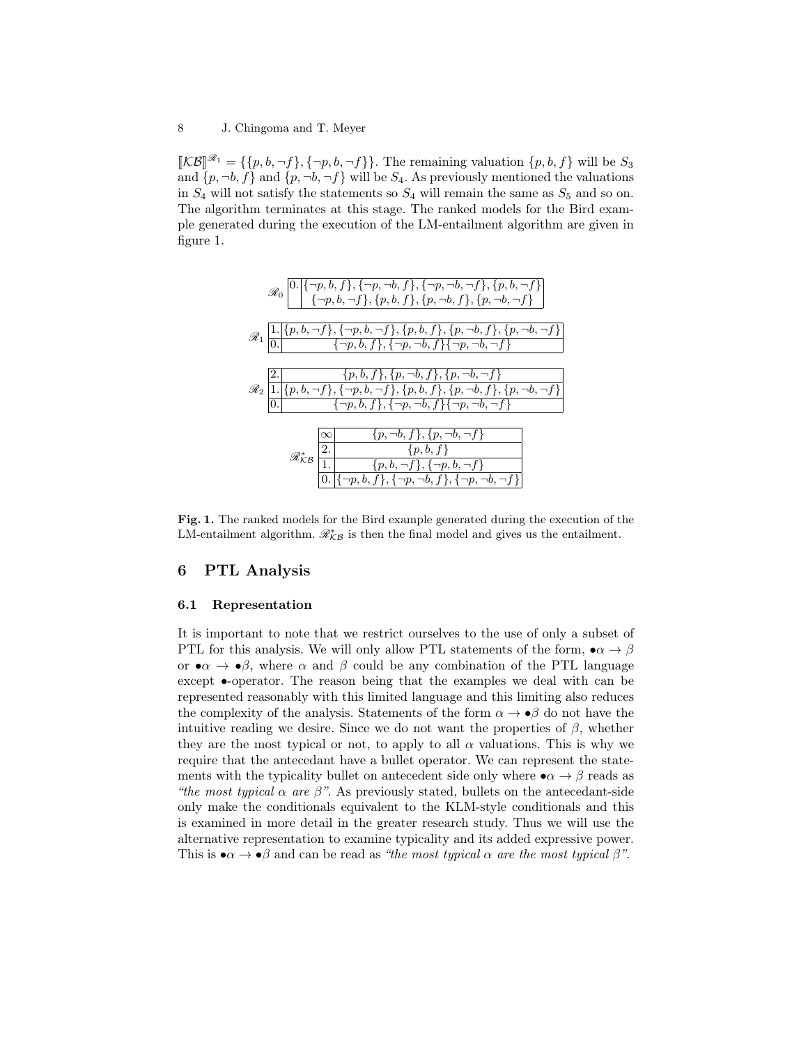$[\![\mathcal{KB}]\!]^{\mathscr{R}_1} = \{\{p, b, \neg f\}, \{\neg p, b, \neg f\}\}$. The remaining valuation $\{p, b, f\}$ will be $S_3$ and $\{p, \neg b, f\}$ and $\{p, \neg b, \neg f\}$ will be $S_4$. As previously mentioned the valuations in $S_4$ will not satisfy the statements so $S_4$ will remain the same as $S_5$ and so on. The algorithm terminates at this stage. The ranked models for the Bird example generated during the execution of the LM-entailment algorithm are given in figure 1.

$\mathscr{R}_0$

| Rank | Valuations |
|---|---|
| 0. | $\{\neg p, b, f\}, \{\neg p, \neg b, f\}, \{\neg p, \neg b, \neg f\}, \{p, b, \neg f\}$ $\{\neg p, b, \neg f\}, \{p, b, f\}, \{p, \neg b, f\}, \{p, \neg b, \neg f\}$ |

$\mathscr{R}_1$

| Rank | Valuations |
|---|---|
| 1. | $\{p, b, \neg f\}, \{\neg p, b, \neg f\}, \{p, b, f\}, \{p, \neg b, f\}, \{p, \neg b, \neg f\}$ |
| 0. | $\{\neg p, b, f\}, \{\neg p, \neg b, f\}\{\neg p, \neg b, \neg f\}$ |

$\mathscr{R}_2$

| Rank | Valuations |
|---|---|
| 2. | $\{p, b, f\}, \{p, \neg b, f\}, \{p, \neg b, \neg f\}$ |
| 1. | $\{p, b, \neg f\}, \{\neg p, b, \neg f\}, \{p, b, f\}, \{p, \neg b, f\}, \{p, \neg b, \neg f\}$ |
| 0. | $\{\neg p, b, f\}, \{\neg p, \neg b, f\}\{\neg p, \neg b, \neg f\}$ |

$\mathscr{R}^*_{\mathcal{KB}}$

| Rank | Valuations |
|---|---|
| $\infty$ | $\{p, \neg b, f\}, \{p, \neg b, \neg f\}$ |
| 2. | $\{p, b, f\}$ |
| 1. | $\{p, b, \neg f\}, \{\neg p, b, \neg f\}$ |
| 0. | $\{\neg p, b, f\}, \{\neg p, \neg b, f\}, \{\neg p, \neg b, \neg f\}$ |

**Fig. 1.** The ranked models for the Bird example generated during the execution of the LM-entailment algorithm. $\mathscr{R}^*_{\mathcal{KB}}$ is then the final model and gives us the entailment.

## 6 PTL Analysis

### 6.1 Representation

It is important to note that we restrict ourselves to the use of only a subset of PTL for this analysis. We will only allow PTL statements of the form, $\bullet\alpha \rightarrow \beta$ or $\bullet\alpha \rightarrow \bullet\beta$, where $\alpha$ and $\beta$ could be any combination of the PTL language except $\bullet$-operator. The reason being that the examples we deal with can be represented reasonably with this limited language and this limiting also reduces the complexity of the analysis. Statements of the form $\alpha \rightarrow \bullet\beta$ do not have the intuitive reading we desire. Since we do not want the properties of $\beta$, whether they are the most typical or not, to apply to all $\alpha$ valuations. This is why we require that the antecedant have a bullet operator. We can represent the statements with the typicality bullet on antecedent side only where $\bullet\alpha \rightarrow \beta$ reads as *"the most typical $\alpha$ are $\beta$"*. As previously stated, bullets on the antecedant-side only make the conditionals equivalent to the KLM-style conditionals and this is examined in more detail in the greater research study. Thus we will use the alternative representation to examine typicality and its added expressive power. This is $\bullet\alpha \rightarrow \bullet\beta$ and can be read as *"the most typical $\alpha$ are the most typical $\beta$"*.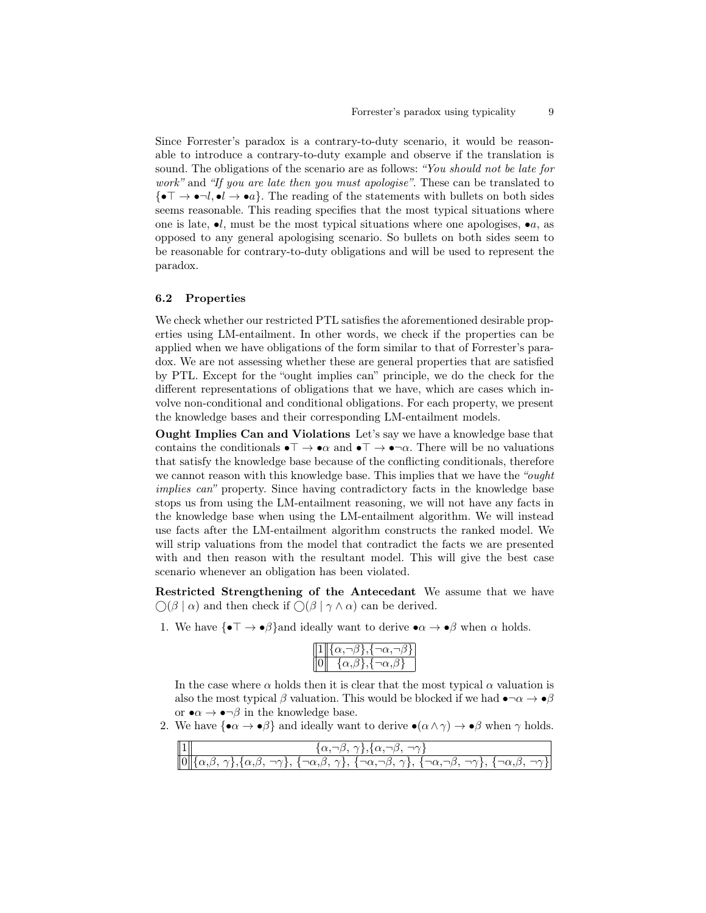Since Forrester's paradox is a contrary-to-duty scenario, it would be reasonable to introduce a contrary-to-duty example and observe if the translation is sound. The obligations of the scenario are as follows: *"You should not be late for work"* and *"If you are late then you must apologise"*. These can be translated to $\{\bullet\top \rightarrow \bullet\neg l, \bullet l \rightarrow \bullet a\}$. The reading of the statements with bullets on both sides seems reasonable. This reading specifies that the most typical situations where one is late, $\bullet l$, must be the most typical situations where one apologises, $\bullet a$, as opposed to any general apologising scenario. So bullets on both sides seem to be reasonable for contrary-to-duty obligations and will be used to represent the paradox.

### 6.2 Properties

We check whether our restricted PTL satisfies the aforementioned desirable properties using LM-entailment. In other words, we check if the properties can be applied when we have obligations of the form similar to that of Forrester's paradox. We are not assessing whether these are general properties that are satisfied by PTL. Except for the "ought implies can" principle, we do the check for the different representations of obligations that we have, which are cases which involve non-conditional and conditional obligations. For each property, we present the knowledge bases and their corresponding LM-entailment models.

**Ought Implies Can and Violations** Let's say we have a knowledge base that contains the conditionals $\bullet\top \rightarrow \bullet\alpha$ and $\bullet\top \rightarrow \bullet\neg\alpha$. There will be no valuations that satisfy the knowledge base because of the conflicting conditionals, therefore we cannot reason with this knowledge base. This implies that we have the *"ought implies can"* property. Since having contradictory facts in the knowledge base stops us from using the LM-entailment reasoning, we will not have any facts in the knowledge base when using the LM-entailment algorithm. We will instead use facts after the LM-entailment algorithm constructs the ranked model. We will strip valuations from the model that contradict the facts we are presented with and then reason with the resultant model. This will give the best case scenario whenever an obligation has been violated.

**Restricted Strengthening of the Antecedant** We assume that we have $\bigcirc(\beta \mid \alpha)$ and then check if $\bigcirc(\beta \mid \gamma \wedge \alpha)$ can be derived.

1. We have $\{\bullet\top \rightarrow \bullet\beta\}$and ideally want to derive $\bullet\alpha \rightarrow \bullet\beta$ when $\alpha$ holds.

| | |
|---|---|
| 1 | $\{\alpha,\neg\beta\}$,$\{\neg\alpha,\neg\beta\}$ |
| 0 | $\{\alpha,\beta\}$,$\{\neg\alpha,\beta\}$ |

   In the case where $\alpha$ holds then it is clear that the most typical $\alpha$ valuation is also the most typical $\beta$ valuation. This would be blocked if we had $\bullet\neg\alpha \rightarrow \bullet\beta$ or $\bullet\alpha \rightarrow \bullet\neg\beta$ in the knowledge base.

2. We have $\{\bullet\alpha \rightarrow \bullet\beta\}$ and ideally want to derive $\bullet(\alpha \wedge \gamma) \rightarrow \bullet\beta$ when $\gamma$ holds.

| | |
|---|---|
| 1 | $\{\alpha,\neg\beta,\gamma\}$,$\{\alpha,\neg\beta,\neg\gamma\}$ |
| 0 | $\{\alpha,\beta,\gamma\}$,$\{\alpha,\beta,\neg\gamma\}$, $\{\neg\alpha,\beta,\gamma\}$, $\{\neg\alpha,\neg\beta,\gamma\}$, $\{\neg\alpha,\neg\beta,\neg\gamma\}$, $\{\neg\alpha,\beta,\neg\gamma\}$ |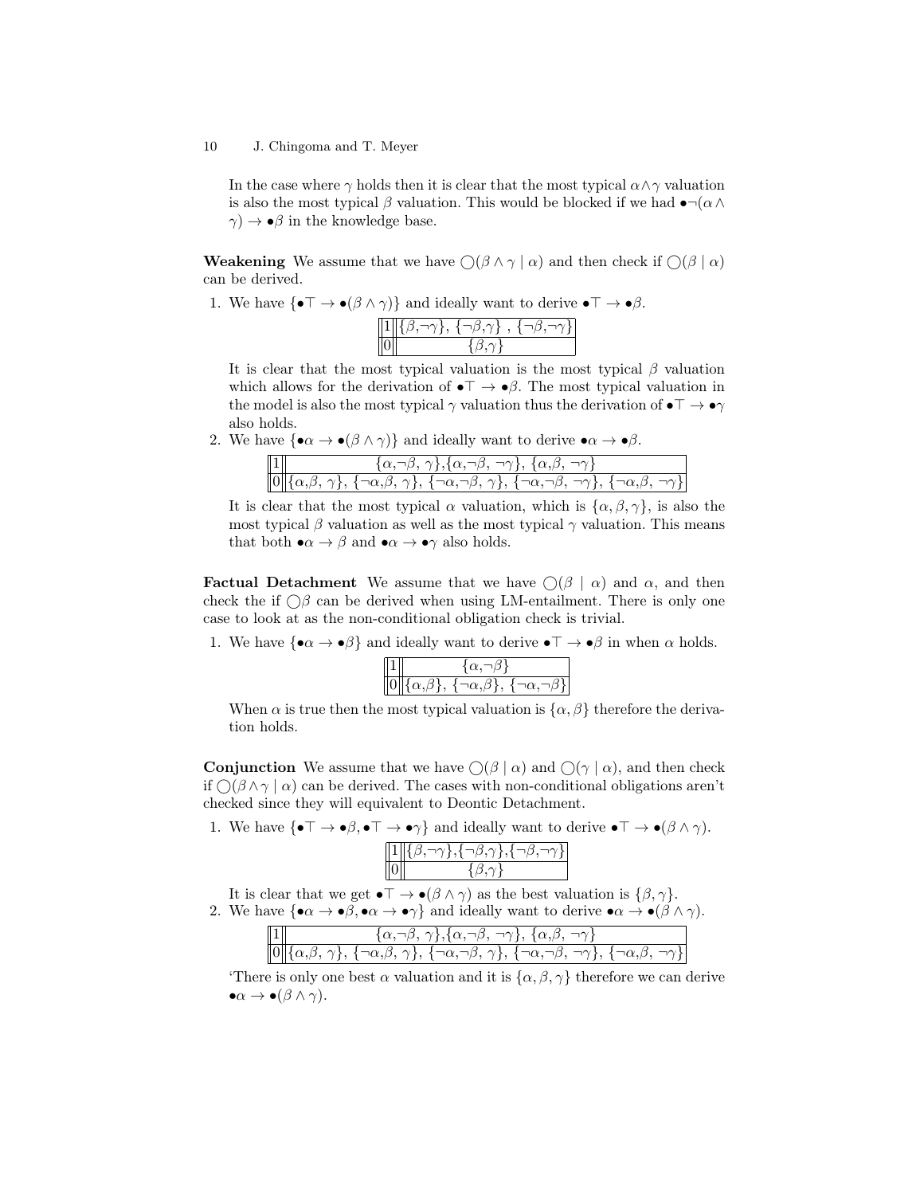In the case where $\gamma$ holds then it is clear that the most typical $\alpha \wedge \gamma$ valuation is also the most typical $\beta$ valuation. This would be blocked if we had $\bullet\neg(\alpha \wedge \gamma) \rightarrow \bullet\beta$ in the knowledge base.

**Weakening** We assume that we have $\bigcirc(\beta \wedge \gamma \mid \alpha)$ and then check if $\bigcirc(\beta \mid \alpha)$ can be derived.

1. We have $\{\bullet\top \rightarrow \bullet(\beta \wedge \gamma)\}$ and ideally want to derive $\bullet\top \rightarrow \bullet\beta$.

| | |
|---|---|
| 1 | $\{\beta,\neg\gamma\}$, $\{\neg\beta,\gamma\}$ , $\{\neg\beta,\neg\gamma\}$ |
| 0 | $\{\beta,\gamma\}$ |

   It is clear that the most typical valuation is the most typical $\beta$ valuation which allows for the derivation of $\bullet\top \rightarrow \bullet\beta$. The most typical valuation in the model is also the most typical $\gamma$ valuation thus the derivation of $\bullet\top \rightarrow \bullet\gamma$ also holds.

2. We have $\{\bullet\alpha \rightarrow \bullet(\beta \wedge \gamma)\}$ and ideally want to derive $\bullet\alpha \rightarrow \bullet\beta$.

| | |
|---|---|
| 1 | $\{\alpha,\neg\beta, \gamma\}$,$\{\alpha,\neg\beta, \neg\gamma\}$, $\{\alpha,\beta, \neg\gamma\}$ |
| 0 | $\{\alpha,\beta, \gamma\}$, $\{\neg\alpha,\beta, \gamma\}$, $\{\neg\alpha,\neg\beta, \gamma\}$, $\{\neg\alpha,\neg\beta, \neg\gamma\}$, $\{\neg\alpha,\beta, \neg\gamma\}$ |

   It is clear that the most typical $\alpha$ valuation, which is $\{\alpha, \beta, \gamma\}$, is also the most typical $\beta$ valuation as well as the most typical $\gamma$ valuation. This means that both $\bullet\alpha \rightarrow \beta$ and $\bullet\alpha \rightarrow \bullet\gamma$ also holds.

**Factual Detachment** We assume that we have $\bigcirc(\beta \mid \alpha)$ and $\alpha$, and then check the if $\bigcirc\beta$ can be derived when using LM-entailment. There is only one case to look at as the non-conditional obligation check is trivial.

1. We have $\{\bullet\alpha \rightarrow \bullet\beta\}$ and ideally want to derive $\bullet\top \rightarrow \bullet\beta$ in when $\alpha$ holds.

| | |
|---|---|
| 1 | $\{\alpha,\neg\beta\}$ |
| 0 | $\{\alpha,\beta\}$, $\{\neg\alpha,\beta\}$, $\{\neg\alpha,\neg\beta\}$ |

   When $\alpha$ is true then the most typical valuation is $\{\alpha, \beta\}$ therefore the derivation holds.

**Conjunction** We assume that we have $\bigcirc(\beta \mid \alpha)$ and $\bigcirc(\gamma \mid \alpha)$, and then check if $\bigcirc(\beta \wedge \gamma \mid \alpha)$ can be derived. The cases with non-conditional obligations aren't checked since they will equivalent to Deontic Detachment.

1. We have $\{\bullet\top \rightarrow \bullet\beta, \bullet\top \rightarrow \bullet\gamma\}$ and ideally want to derive $\bullet\top \rightarrow \bullet(\beta \wedge \gamma)$.

| | |
|---|---|
| 1 | $\{\beta,\neg\gamma\}$,$\{\neg\beta,\gamma\}$,$\{\neg\beta,\neg\gamma\}$ |
| 0 | $\{\beta,\gamma\}$ |

   It is clear that we get $\bullet\top \rightarrow \bullet(\beta \wedge \gamma)$ as the best valuation is $\{\beta, \gamma\}$.

2. We have $\{\bullet\alpha \rightarrow \bullet\beta, \bullet\alpha \rightarrow \bullet\gamma\}$ and ideally want to derive $\bullet\alpha \rightarrow \bullet(\beta \wedge \gamma)$.

| | |
|---|---|
| 1 | $\{\alpha,\neg\beta, \gamma\}$,$\{\alpha,\neg\beta, \neg\gamma\}$, $\{\alpha,\beta, \neg\gamma\}$ |
| 0 | $\{\alpha,\beta, \gamma\}$, $\{\neg\alpha,\beta, \gamma\}$, $\{\neg\alpha,\neg\beta, \gamma\}$, $\{\neg\alpha,\neg\beta, \neg\gamma\}$, $\{\neg\alpha,\beta, \neg\gamma\}$ |

   'There is only one best $\alpha$ valuation and it is $\{\alpha, \beta, \gamma\}$ therefore we can derive $\bullet\alpha \rightarrow \bullet(\beta \wedge \gamma)$.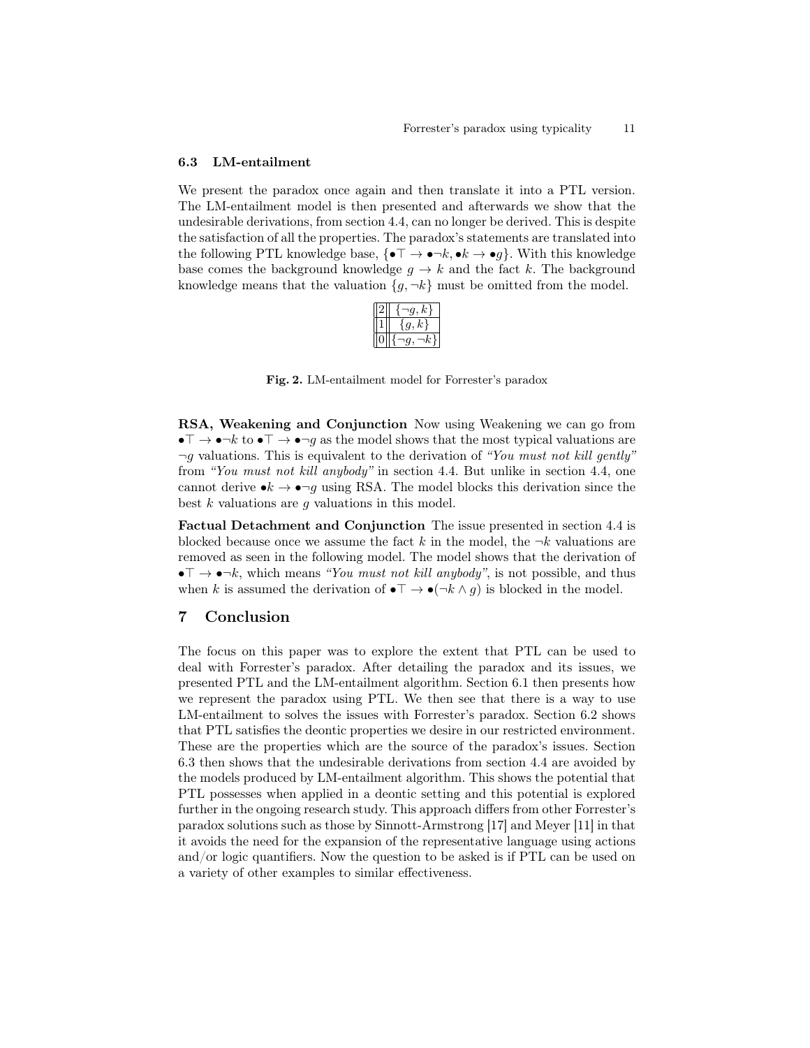### 6.3 LM-entailment

We present the paradox once again and then translate it into a PTL version. The LM-entailment model is then presented and afterwards we show that the undesirable derivations, from section 4.4, can no longer be derived. This is despite the satisfaction of all the properties. The paradox's statements are translated into the following PTL knowledge base, $\{\bullet\top \rightarrow \bullet\neg k, \bullet k \rightarrow \bullet g\}$. With this knowledge base comes the background knowledge $g \rightarrow k$ and the fact $k$. The background knowledge means that the valuation $\{g, \neg k\}$ must be omitted from the model.

| | |
|---|---|
| 2 | $\{\neg g, k\}$ |
| 1 | $\{g, k\}$ |
| 0 | $\{\neg g, \neg k\}$ |

**Fig. 2.** LM-entailment model for Forrester's paradox

**RSA, Weakening and Conjunction** Now using Weakening we can go from $\bullet\top \rightarrow \bullet\neg k$ to $\bullet\top \rightarrow \bullet\neg g$ as the model shows that the most typical valuations are $\neg g$ valuations. This is equivalent to the derivation of *"You must not kill gently"* from *"You must not kill anybody"* in section 4.4. But unlike in section 4.4, one cannot derive $\bullet k \rightarrow \bullet\neg g$ using RSA. The model blocks this derivation since the best $k$ valuations are $g$ valuations in this model.

**Factual Detachment and Conjunction** The issue presented in section 4.4 is blocked because once we assume the fact $k$ in the model, the $\neg k$ valuations are removed as seen in the following model. The model shows that the derivation of $\bullet\top \rightarrow \bullet\neg k$, which means *"You must not kill anybody"*, is not possible, and thus when $k$ is assumed the derivation of $\bullet\top \rightarrow \bullet(\neg k \wedge g)$ is blocked in the model.

## 7 Conclusion

The focus on this paper was to explore the extent that PTL can be used to deal with Forrester's paradox. After detailing the paradox and its issues, we presented PTL and the LM-entailment algorithm. Section 6.1 then presents how we represent the paradox using PTL. We then see that there is a way to use LM-entailment to solves the issues with Forrester's paradox. Section 6.2 shows that PTL satisfies the deontic properties we desire in our restricted environment. These are the properties which are the source of the paradox's issues. Section 6.3 then shows that the undesirable derivations from section 4.4 are avoided by the models produced by LM-entailment algorithm. This shows the potential that PTL possesses when applied in a deontic setting and this potential is explored further in the ongoing research study. This approach differs from other Forrester's paradox solutions such as those by Sinnott-Armstrong [17] and Meyer [11] in that it avoids the need for the expansion of the representative language using actions and/or logic quantifiers. Now the question to be asked is if PTL can be used on a variety of other examples to similar effectiveness.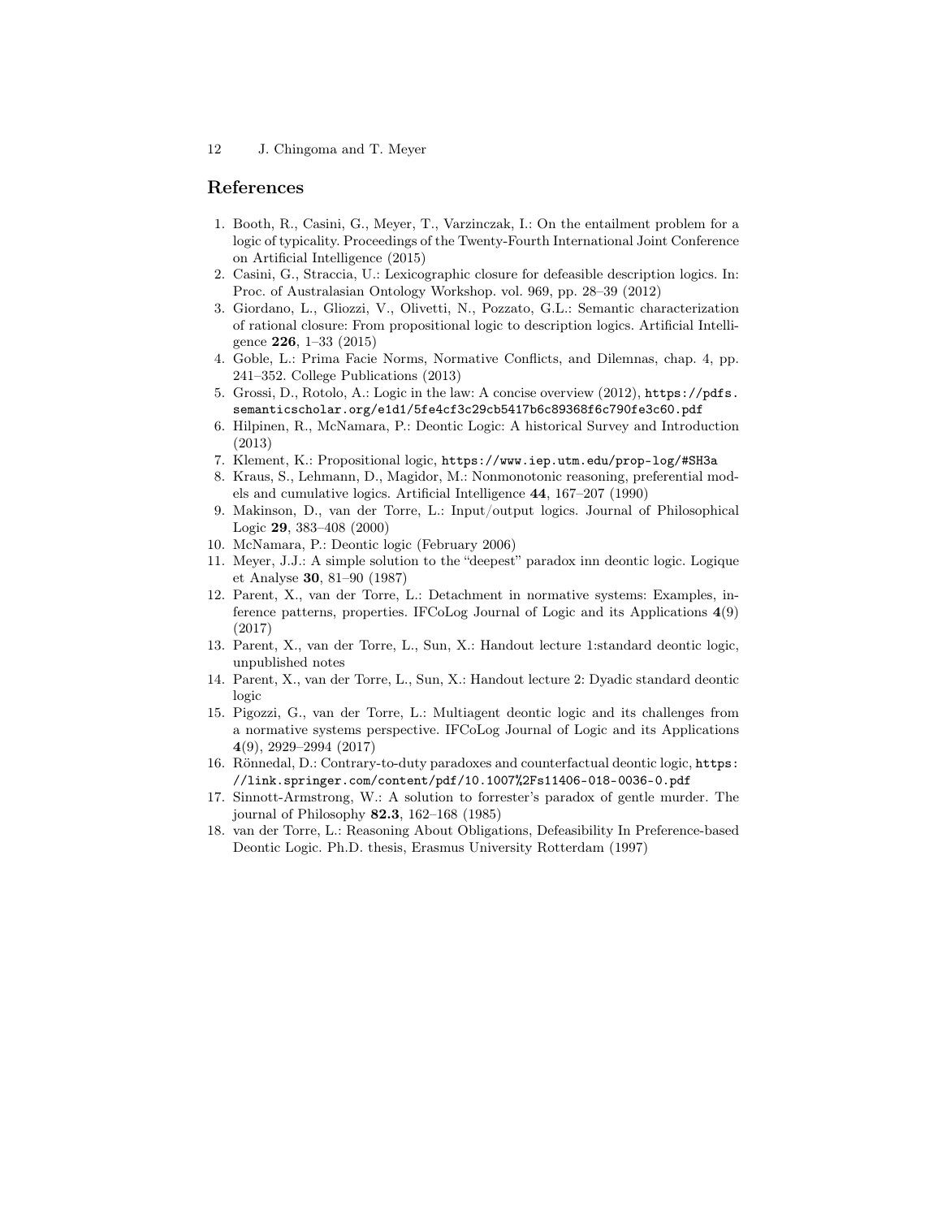## References

1. Booth, R., Casini, G., Meyer, T., Varzinczak, I.: On the entailment problem for a logic of typicality. Proceedings of the Twenty-Fourth International Joint Conference on Artificial Intelligence (2015)
2. Casini, G., Straccia, U.: Lexicographic closure for defeasible description logics. In: Proc. of Australasian Ontology Workshop. vol. 969, pp. 28–39 (2012)
3. Giordano, L., Gliozzi, V., Olivetti, N., Pozzato, G.L.: Semantic characterization of rational closure: From propositional logic to description logics. Artificial Intelligence **226**, 1–33 (2015)
4. Goble, L.: Prima Facie Norms, Normative Conflicts, and Dilemnas, chap. 4, pp. 241–352. College Publications (2013)
5. Grossi, D., Rotolo, A.: Logic in the law: A concise overview (2012), `https://pdfs.semanticscholar.org/e1d1/5fe4cf3c29cb5417b6c89368f6c790fe3c60.pdf`
6. Hilpinen, R., McNamara, P.: Deontic Logic: A historical Survey and Introduction (2013)
7. Klement, K.: Propositional logic, `https://www.iep.utm.edu/prop-log/#SH3a`
8. Kraus, S., Lehmann, D., Magidor, M.: Nonmonotonic reasoning, preferential models and cumulative logics. Artificial Intelligence **44**, 167–207 (1990)
9. Makinson, D., van der Torre, L.: Input/output logics. Journal of Philosophical Logic **29**, 383–408 (2000)
10. McNamara, P.: Deontic logic (February 2006)
11. Meyer, J.J.: A simple solution to the "deepest" paradox inn deontic logic. Logique et Analyse **30**, 81–90 (1987)
12. Parent, X., van der Torre, L.: Detachment in normative systems: Examples, inference patterns, properties. IFCoLog Journal of Logic and its Applications **4**(9) (2017)
13. Parent, X., van der Torre, L., Sun, X.: Handout lecture 1:standard deontic logic, unpublished notes
14. Parent, X., van der Torre, L., Sun, X.: Handout lecture 2: Dyadic standard deontic logic
15. Pigozzi, G., van der Torre, L.: Multiagent deontic logic and its challenges from a normative systems perspective. IFCoLog Journal of Logic and its Applications **4**(9), 2929–2994 (2017)
16. Rönnedal, D.: Contrary-to-duty paradoxes and counterfactual deontic logic, `https://link.springer.com/content/pdf/10.1007%2Fs11406-018-0036-0.pdf`
17. Sinnott-Armstrong, W.: A solution to forrester's paradox of gentle murder. The journal of Philosophy **82.3**, 162–168 (1985)
18. van der Torre, L.: Reasoning About Obligations, Defeasibility In Preference-based Deontic Logic. Ph.D. thesis, Erasmus University Rotterdam (1997)